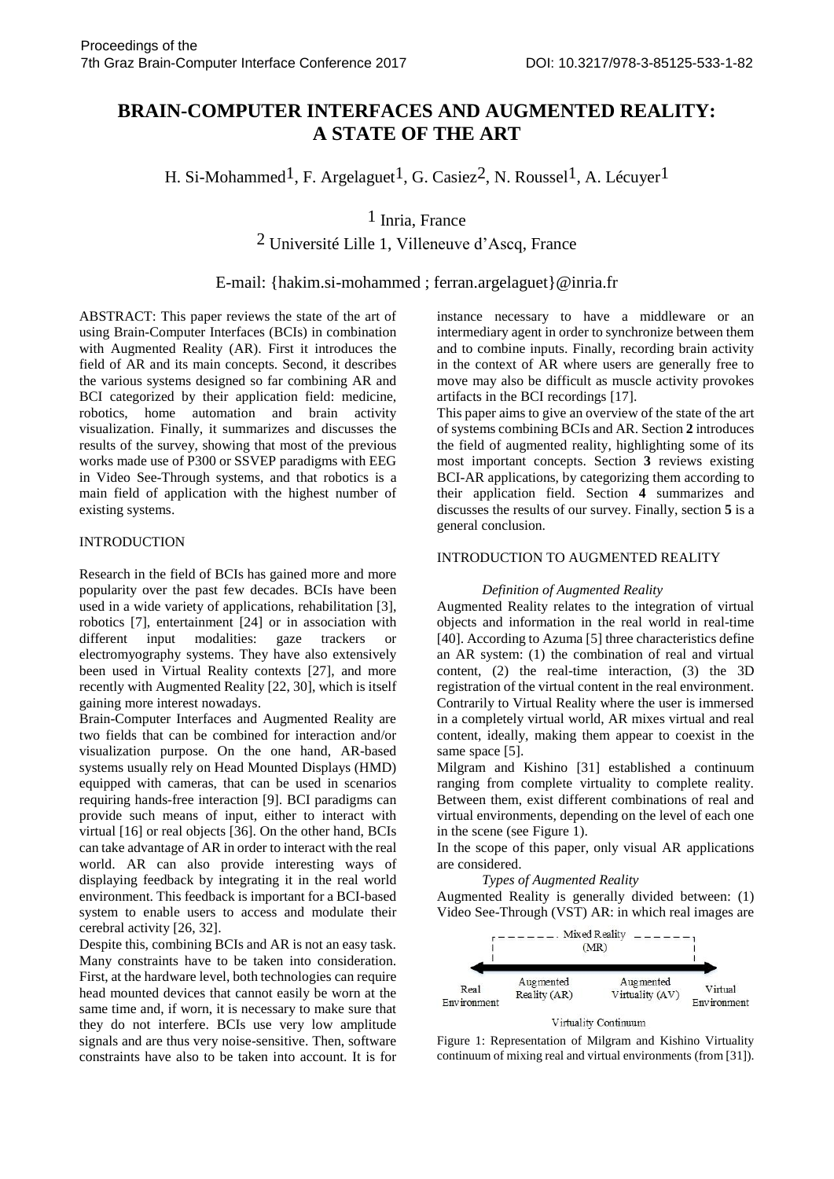# BRAIN-COMPUTER INTERFACES AND AUGMENTED REALITY: A STATE OF THE ART

H. Si-Mohammed[1], F. Argelaguet[1], G. Casiez[2], N. Roussel[1], A. Lécuyer[1]

[1] Inria, France

[2] Université Lille 1, Villeneuve d'Ascq, France

E-mail: {hakim.si-mohammed ; ferran.argelaguet}@inria.fr

ABSTRACT: This paper reviews the state of the art of using Brain-Computer Interfaces (BCIs) in combination with Augmented Reality (AR). First it introduces the field of AR and its main concepts. Second, it describes the various systems designed so far combining AR and BCI categorized by their application field: medicine, robotics, home automation and brain activity visualization. Finally, it summarizes and discusses the results of the survey, showing that most of the previous works made use of P300 or SSVEP paradigms with EEG in Video See-Through systems, and that robotics is a main field of application with the highest number of existing systems.

## INTRODUCTION

Research in the field of BCIs has gained more and more popularity over the past few decades. BCIs have been used in a wide variety of applications, rehabilitation [3], robotics [7], entertainment [24] or in association with different input modalities: gaze trackers or electromyography systems. They have also extensively been used in Virtual Reality contexts [27], and more recently with Augmented Reality [22, 30], which is itself gaining more interest nowadays.

Brain-Computer Interfaces and Augmented Reality are two fields that can be combined for interaction and/or visualization purpose. On the one hand, AR-based systems usually rely on Head Mounted Displays (HMD) equipped with cameras, that can be used in scenarios requiring hands-free interaction [9]. BCI paradigms can provide such means of input, either to interact with virtual [16] or real objects [36]. On the other hand, BCIs can take advantage of AR in order to interact with the real world. AR can also provide interesting ways of displaying feedback by integrating it in the real world environment. This feedback is important for a BCI-based system to enable users to access and modulate their cerebral activity [26, 32].

Despite this, combining BCIs and AR is not an easy task. Many constraints have to be taken into consideration. First, at the hardware level, both technologies can require head mounted devices that cannot easily be worn at the same time and, if worn, it is necessary to make sure that they do not interfere. BCIs use very low amplitude signals and are thus very noise-sensitive. Then, software constraints have also to be taken into account. It is for instance necessary to have a middleware or an intermediary agent in order to synchronize between them and to combine inputs. Finally, recording brain activity in the context of AR where users are generally free to move may also be difficult as muscle activity provokes artifacts in the BCI recordings [17].

This paper aims to give an overview of the state of the art of systems combining BCIs and AR. Section **2** introduces the field of augmented reality, highlighting some of its most important concepts. Section **3** reviews existing BCI-AR applications, by categorizing them according to their application field. Section **4** summarizes and discusses the results of our survey. Finally, section **5** is a general conclusion.

## INTRODUCTION TO AUGMENTED REALITY

### *Definition of Augmented Reality*

Augmented Reality relates to the integration of virtual objects and information in the real world in real-time [40]. According to Azuma [5] three characteristics define an AR system: (1) the combination of real and virtual content, (2) the real-time interaction, (3) the 3D registration of the virtual content in the real environment. Contrarily to Virtual Reality where the user is immersed in a completely virtual world, AR mixes virtual and real content, ideally, making them appear to coexist in the same space [5].

Milgram and Kishino [31] established a continuum ranging from complete virtuality to complete reality. Between them, exist different combinations of real and virtual environments, depending on the level of each one in the scene (see Figure 1).

In the scope of this paper, only visual AR applications are considered.

### *Types of Augmented Reality*

Augmented Reality is generally divided between: (1) Video See-Through (VST) AR: in which real images are

Figure 1: Representation of Milgram and Kishino Virtuality continuum of mixing real and virtual environments (from [31]).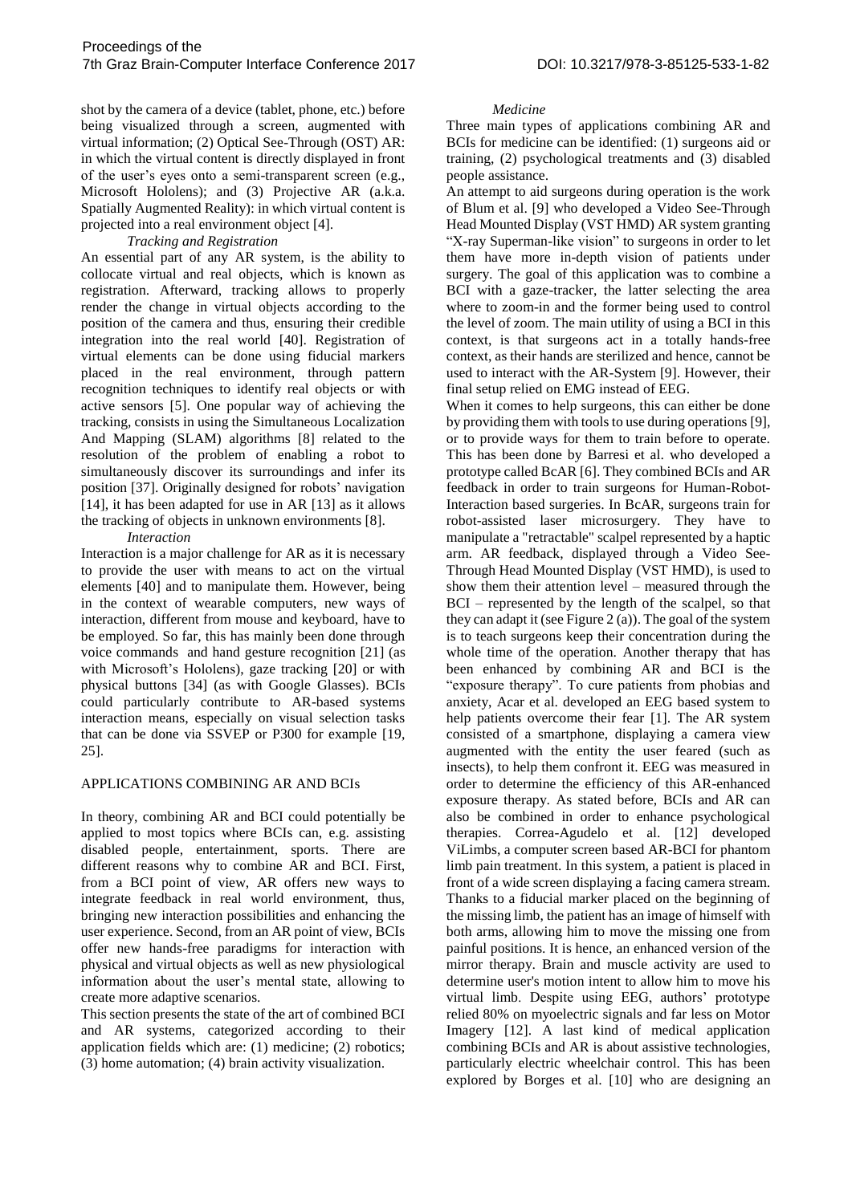shot by the camera of a device (tablet, phone, etc.) before being visualized through a screen, augmented with virtual information; (2) Optical See-Through (OST) AR: in which the virtual content is directly displayed in front of the user's eyes onto a semi-transparent screen (e.g., Microsoft Hololens); and (3) Projective AR (a.k.a. Spatially Augmented Reality): in which virtual content is projected into a real environment object [4].

*Tracking and Registration*

An essential part of any AR system, is the ability to collocate virtual and real objects, which is known as registration. Afterward, tracking allows to properly render the change in virtual objects according to the position of the camera and thus, ensuring their credible integration into the real world [40]. Registration of virtual elements can be done using fiducial markers placed in the real environment, through pattern recognition techniques to identify real objects or with active sensors [5]. One popular way of achieving the tracking, consists in using the Simultaneous Localization And Mapping (SLAM) algorithms [8] related to the resolution of the problem of enabling a robot to simultaneously discover its surroundings and infer its position [37]. Originally designed for robots' navigation [14], it has been adapted for use in AR [13] as it allows the tracking of objects in unknown environments [8].

*Interaction*

Interaction is a major challenge for AR as it is necessary to provide the user with means to act on the virtual elements [40] and to manipulate them. However, being in the context of wearable computers, new ways of interaction, different from mouse and keyboard, have to be employed. So far, this has mainly been done through voice commands and hand gesture recognition [21] (as with Microsoft's Hololens), gaze tracking [20] or with physical buttons [34] (as with Google Glasses). BCIs could particularly contribute to AR-based systems interaction means, especially on visual selection tasks that can be done via SSVEP or P300 for example [19, 25].

## APPLICATIONS COMBINING AR AND BCIs

In theory, combining AR and BCI could potentially be applied to most topics where BCIs can, e.g. assisting disabled people, entertainment, sports. There are different reasons why to combine AR and BCI. First, from a BCI point of view, AR offers new ways to integrate feedback in real world environment, thus, bringing new interaction possibilities and enhancing the user experience. Second, from an AR point of view, BCIs offer new hands-free paradigms for interaction with physical and virtual objects as well as new physiological information about the user's mental state, allowing to create more adaptive scenarios.

This section presents the state of the art of combined BCI and AR systems, categorized according to their application fields which are: (1) medicine; (2) robotics; (3) home automation; (4) brain activity visualization.

*Medicine*

Three main types of applications combining AR and BCIs for medicine can be identified: (1) surgeons aid or training, (2) psychological treatments and (3) disabled people assistance.

An attempt to aid surgeons during operation is the work of Blum et al. [9] who developed a Video See-Through Head Mounted Display (VST HMD) AR system granting "X-ray Superman-like vision" to surgeons in order to let them have more in-depth vision of patients under surgery. The goal of this application was to combine a BCI with a gaze-tracker, the latter selecting the area where to zoom-in and the former being used to control the level of zoom. The main utility of using a BCI in this context, is that surgeons act in a totally hands-free context, as their hands are sterilized and hence, cannot be used to interact with the AR-System [9]. However, their final setup relied on EMG instead of EEG.

When it comes to help surgeons, this can either be done by providing them with tools to use during operations [9], or to provide ways for them to train before to operate. This has been done by Barresi et al. who developed a prototype called BcAR [6]. They combined BCIs and AR feedback in order to train surgeons for Human-Robot-Interaction based surgeries. In BcAR, surgeons train for robot-assisted laser microsurgery. They have to manipulate a "retractable" scalpel represented by a haptic arm. AR feedback, displayed through a Video See-Through Head Mounted Display (VST HMD), is used to show them their attention level – measured through the BCI – represented by the length of the scalpel, so that they can adapt it (see Figure 2 (a)). The goal of the system is to teach surgeons keep their concentration during the whole time of the operation. Another therapy that has been enhanced by combining AR and BCI is the "exposure therapy". To cure patients from phobias and anxiety, Acar et al. developed an EEG based system to help patients overcome their fear [1]. The AR system consisted of a smartphone, displaying a camera view augmented with the entity the user feared (such as insects), to help them confront it. EEG was measured in order to determine the efficiency of this AR-enhanced exposure therapy. As stated before, BCIs and AR can also be combined in order to enhance psychological therapies. Correa-Agudelo et al. [12] developed ViLimbs, a computer screen based AR-BCI for phantom limb pain treatment. In this system, a patient is placed in front of a wide screen displaying a facing camera stream. Thanks to a fiducial marker placed on the beginning of the missing limb, the patient has an image of himself with both arms, allowing him to move the missing one from painful positions. It is hence, an enhanced version of the mirror therapy. Brain and muscle activity are used to determine user's motion intent to allow him to move his virtual limb. Despite using EEG, authors' prototype relied 80% on myoelectric signals and far less on Motor Imagery [12]. A last kind of medical application combining BCIs and AR is about assistive technologies, particularly electric wheelchair control. This has been explored by Borges et al. [10] who are designing an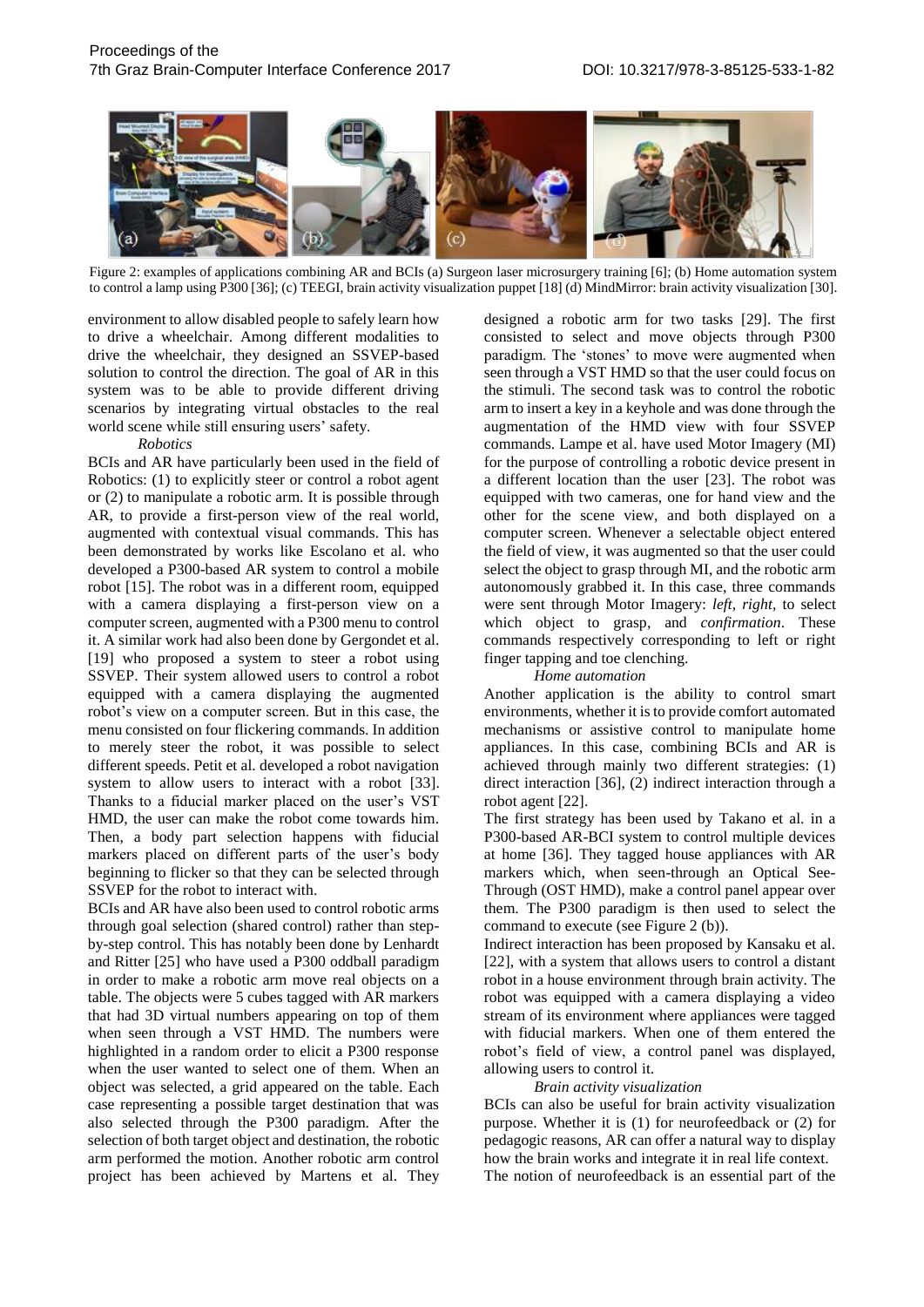Figure 2: examples of applications combining AR and BCIs (a) Surgeon laser microsurgery training [6]; (b) Home automation system to control a lamp using P300 [36]; (c) TEEGI, brain activity visualization puppet [18] (d) MindMirror: brain activity visualization [30].

environment to allow disabled people to safely learn how to drive a wheelchair. Among different modalities to drive the wheelchair, they designed an SSVEP-based solution to control the direction. The goal of AR in this system was to be able to provide different driving scenarios by integrating virtual obstacles to the real world scene while still ensuring users' safety.

*Robotics*

BCIs and AR have particularly been used in the field of Robotics: (1) to explicitly steer or control a robot agent or (2) to manipulate a robotic arm. It is possible through AR, to provide a first-person view of the real world, augmented with contextual visual commands. This has been demonstrated by works like Escolano et al. who developed a P300-based AR system to control a mobile robot [15]. The robot was in a different room, equipped with a camera displaying a first-person view on a computer screen, augmented with a P300 menu to control it. A similar work had also been done by Gergondet et al. [19] who proposed a system to steer a robot using SSVEP. Their system allowed users to control a robot equipped with a camera displaying the augmented robot's view on a computer screen. But in this case, the menu consisted on four flickering commands. In addition to merely steer the robot, it was possible to select different speeds. Petit et al. developed a robot navigation system to allow users to interact with a robot [33]. Thanks to a fiducial marker placed on the user's VST HMD, the user can make the robot come towards him. Then, a body part selection happens with fiducial markers placed on different parts of the user's body beginning to flicker so that they can be selected through SSVEP for the robot to interact with.

BCIs and AR have also been used to control robotic arms through goal selection (shared control) rather than step-by-step control. This has notably been done by Lenhardt and Ritter [25] who have used a P300 oddball paradigm in order to make a robotic arm move real objects on a table. The objects were 5 cubes tagged with AR markers that had 3D virtual numbers appearing on top of them when seen through a VST HMD. The numbers were highlighted in a random order to elicit a P300 response when the user wanted to select one of them. When an object was selected, a grid appeared on the table. Each case representing a possible target destination that was also selected through the P300 paradigm. After the selection of both target object and destination, the robotic arm performed the motion. Another robotic arm control project has been achieved by Martens et al. They designed a robotic arm for two tasks [29]. The first consisted to select and move objects through P300 paradigm. The 'stones' to move were augmented when seen through a VST HMD so that the user could focus on the stimuli. The second task was to control the robotic arm to insert a key in a keyhole and was done through the augmentation of the HMD view with four SSVEP commands. Lampe et al. have used Motor Imagery (MI) for the purpose of controlling a robotic device present in a different location than the user [23]. The robot was equipped with two cameras, one for hand view and the other for the scene view, and both displayed on a computer screen. Whenever a selectable object entered the field of view, it was augmented so that the user could select the object to grasp through MI, and the robotic arm autonomously grabbed it. In this case, three commands were sent through Motor Imagery: *left, right,* to select which object to grasp, and *confirmation*. These commands respectively corresponding to left or right finger tapping and toe clenching.

*Home automation*

Another application is the ability to control smart environments, whether it is to provide comfort automated mechanisms or assistive control to manipulate home appliances. In this case, combining BCIs and AR is achieved through mainly two different strategies: (1) direct interaction [36], (2) indirect interaction through a robot agent [22].

The first strategy has been used by Takano et al. in a P300-based AR-BCI system to control multiple devices at home [36]. They tagged house appliances with AR markers which, when seen-through an Optical See-Through (OST HMD), make a control panel appear over them. The P300 paradigm is then used to select the command to execute (see Figure 2 (b)).

Indirect interaction has been proposed by Kansaku et al. [22], with a system that allows users to control a distant robot in a house environment through brain activity. The robot was equipped with a camera displaying a video stream of its environment where appliances were tagged with fiducial markers. When one of them entered the robot's field of view, a control panel was displayed, allowing users to control it.

*Brain activity visualization*

BCIs can also be useful for brain activity visualization purpose. Whether it is (1) for neurofeedback or (2) for pedagogic reasons, AR can offer a natural way to display how the brain works and integrate it in real life context.

The notion of neurofeedback is an essential part of the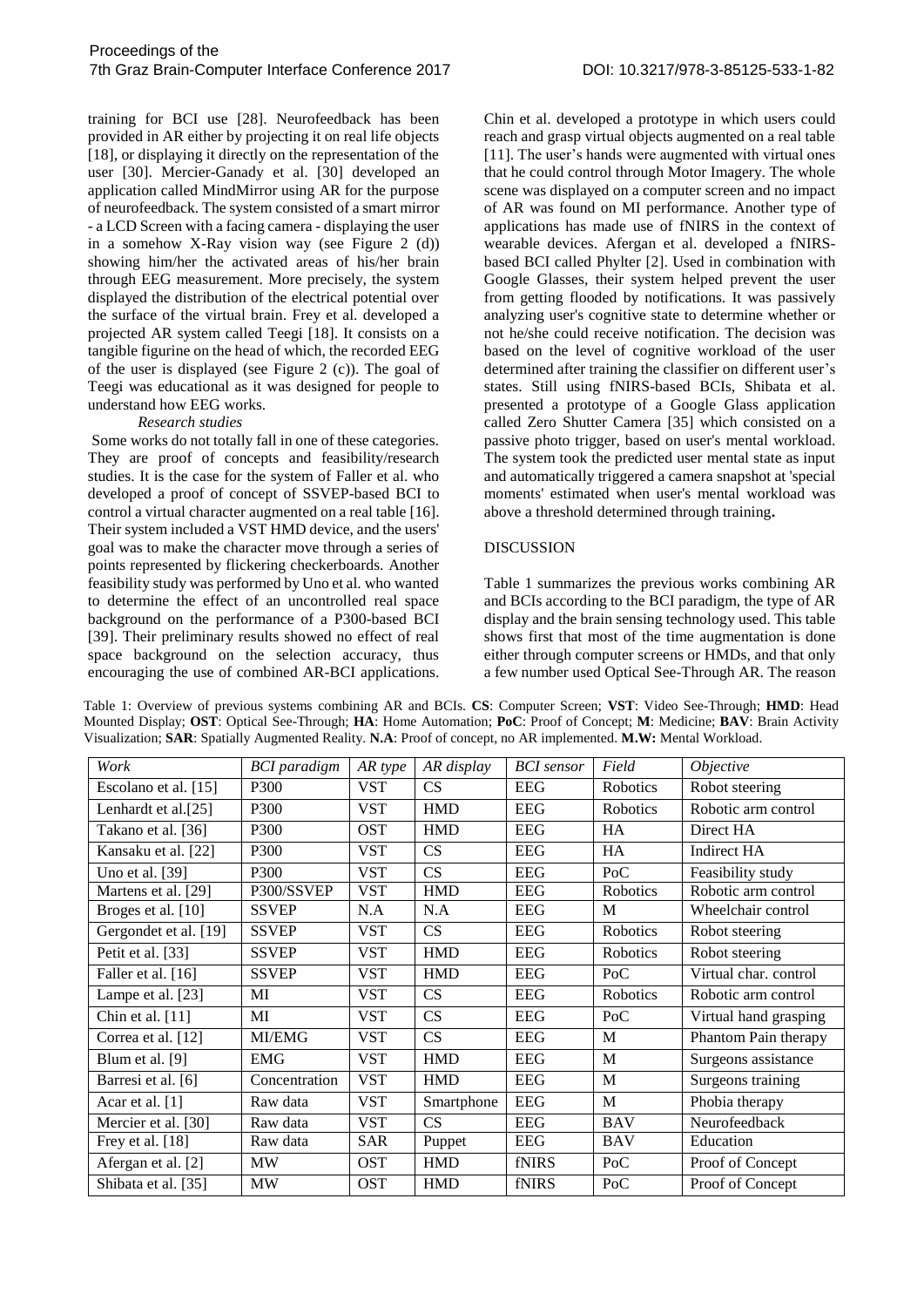training for BCI use [28]. Neurofeedback has been provided in AR either by projecting it on real life objects [18], or displaying it directly on the representation of the user [30]. Mercier-Ganady et al. [30] developed an application called MindMirror using AR for the purpose of neurofeedback. The system consisted of a smart mirror - a LCD Screen with a facing camera - displaying the user in a somehow X-Ray vision way (see Figure 2 (d)) showing him/her the activated areas of his/her brain through EEG measurement. More precisely, the system displayed the distribution of the electrical potential over the surface of the virtual brain. Frey et al. developed a projected AR system called Teegi [18]. It consists on a tangible figurine on the head of which, the recorded EEG of the user is displayed (see Figure 2 (c)). The goal of Teegi was educational as it was designed for people to understand how EEG works.

*Research studies*

Some works do not totally fall in one of these categories. They are proof of concepts and feasibility/research studies. It is the case for the system of Faller et al. who developed a proof of concept of SSVEP-based BCI to control a virtual character augmented on a real table [16]. Their system included a VST HMD device, and the users' goal was to make the character move through a series of points represented by flickering checkerboards. Another feasibility study was performed by Uno et al. who wanted to determine the effect of an uncontrolled real space background on the performance of a P300-based BCI [39]. Their preliminary results showed no effect of real space background on the selection accuracy, thus encouraging the use of combined AR-BCI applications. Chin et al. developed a prototype in which users could reach and grasp virtual objects augmented on a real table [11]. The user's hands were augmented with virtual ones that he could control through Motor Imagery. The whole scene was displayed on a computer screen and no impact of AR was found on MI performance. Another type of applications has made use of fNIRS in the context of wearable devices. Afergan et al. developed a fNIRS-based BCI called Phylter [2]. Used in combination with Google Glasses, their system helped prevent the user from getting flooded by notifications. It was passively analyzing user's cognitive state to determine whether or not he/she could receive notification. The decision was based on the level of cognitive workload of the user determined after training the classifier on different user's states. Still using fNIRS-based BCIs, Shibata et al. presented a prototype of a Google Glass application called Zero Shutter Camera [35] which consisted on a passive photo trigger, based on user's mental workload. The system took the predicted user mental state as input and automatically triggered a camera snapshot at 'special moments' estimated when user's mental workload was above a threshold determined through training**.**

## DISCUSSION

Table 1 summarizes the previous works combining AR and BCIs according to the BCI paradigm, the type of AR display and the brain sensing technology used. This table shows first that most of the time augmentation is done either through computer screens or HMDs, and that only a few number used Optical See-Through AR. The reason

Table 1: Overview of previous systems combining AR and BCIs. **CS**: Computer Screen; **VST**: Video See-Through; **HMD**: Head Mounted Display; **OST**: Optical See-Through; **HA**: Home Automation; **PoC**: Proof of Concept; **M**: Medicine; **BAV**: Brain Activity Visualization; **SAR**: Spatially Augmented Reality. **N.A**: Proof of concept, no AR implemented. **M.W:** Mental Workload.

| *Work* | *BCI paradigm* | *AR type* | *AR display* | *BCI sensor* | *Field* | *Objective* |
|---|---|---|---|---|---|---|
| Escolano et al. [15] | P300 | VST | CS | EEG | Robotics | Robot steering |
| Lenhardt et al.[25] | P300 | VST | HMD | EEG | Robotics | Robotic arm control |
| Takano et al. [36] | P300 | OST | HMD | EEG | HA | Direct HA |
| Kansaku et al. [22] | P300 | VST | CS | EEG | HA | Indirect HA |
| Uno et al. [39] | P300 | VST | CS | EEG | PoC | Feasibility study |
| Martens et al. [29] | P300/SSVEP | VST | HMD | EEG | Robotics | Robotic arm control |
| Broges et al. [10] | SSVEP | N.A | N.A | EEG | M | Wheelchair control |
| Gergondet et al. [19] | SSVEP | VST | CS | EEG | Robotics | Robot steering |
| Petit et al. [33] | SSVEP | VST | HMD | EEG | Robotics | Robot steering |
| Faller et al. [16] | SSVEP | VST | HMD | EEG | PoC | Virtual char. control |
| Lampe et al. [23] | MI | VST | CS | EEG | Robotics | Robotic arm control |
| Chin et al. [11] | MI | VST | CS | EEG | PoC | Virtual hand grasping |
| Correa et al. [12] | MI/EMG | VST | CS | EEG | M | Phantom Pain therapy |
| Blum et al. [9] | EMG | VST | HMD | EEG | M | Surgeons assistance |
| Barresi et al. [6] | Concentration | VST | HMD | EEG | M | Surgeons training |
| Acar et al. [1] | Raw data | VST | Smartphone | EEG | M | Phobia therapy |
| Mercier et al. [30] | Raw data | VST | CS | EEG | BAV | Neurofeedback |
| Frey et al. [18] | Raw data | SAR | Puppet | EEG | BAV | Education |
| Afergan et al. [2] | MW | OST | HMD | fNIRS | PoC | Proof of Concept |
| Shibata et al. [35] | MW | OST | HMD | fNIRS | PoC | Proof of Concept |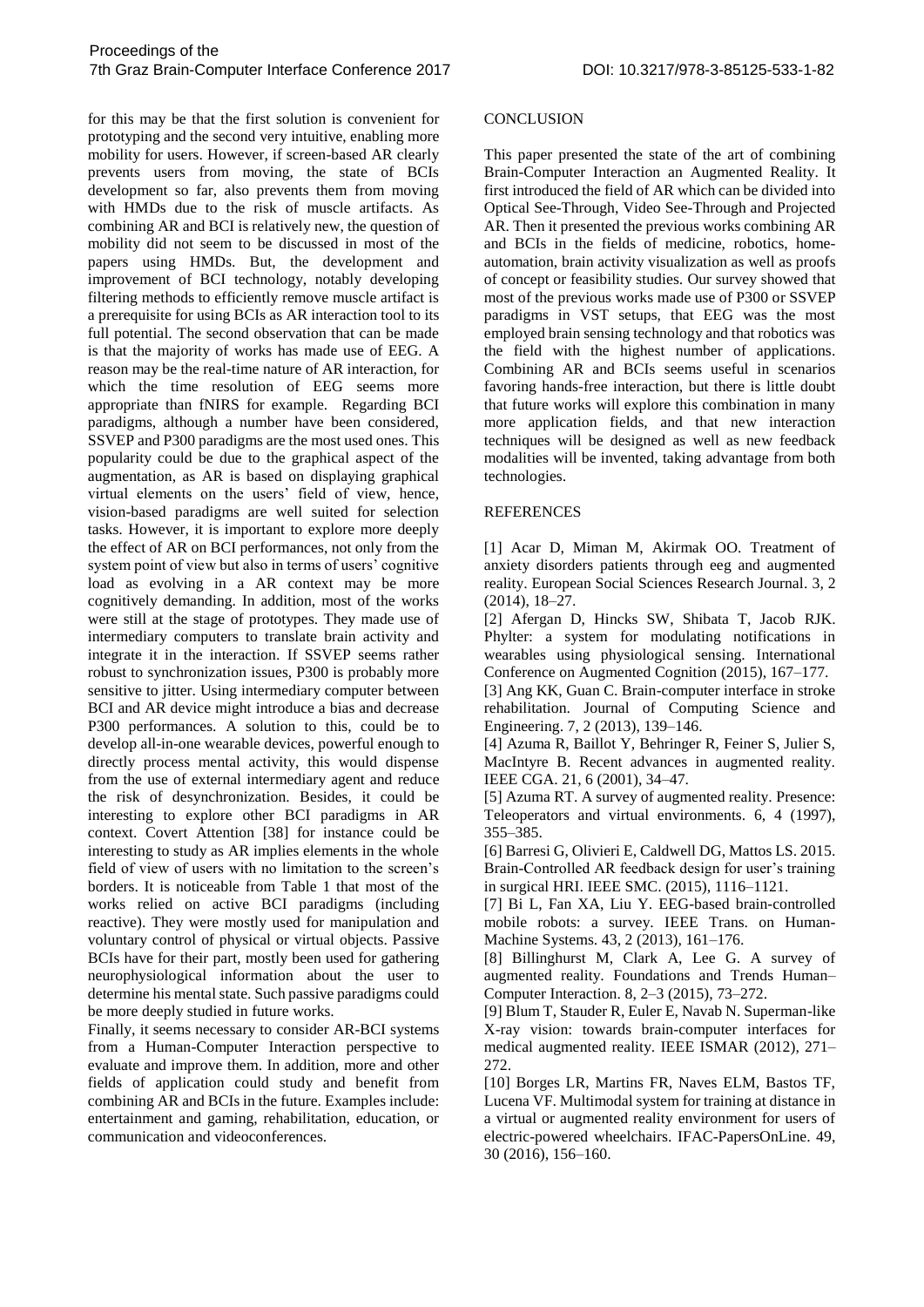for this may be that the first solution is convenient for prototyping and the second very intuitive, enabling more mobility for users. However, if screen-based AR clearly prevents users from moving, the state of BCIs development so far, also prevents them from moving with HMDs due to the risk of muscle artifacts. As combining AR and BCI is relatively new, the question of mobility did not seem to be discussed in most of the papers using HMDs. But, the development and improvement of BCI technology, notably developing filtering methods to efficiently remove muscle artifact is a prerequisite for using BCIs as AR interaction tool to its full potential. The second observation that can be made is that the majority of works has made use of EEG. A reason may be the real-time nature of AR interaction, for which the time resolution of EEG seems more appropriate than fNIRS for example. Regarding BCI paradigms, although a number have been considered, SSVEP and P300 paradigms are the most used ones. This popularity could be due to the graphical aspect of the augmentation, as AR is based on displaying graphical virtual elements on the users' field of view, hence, vision-based paradigms are well suited for selection tasks. However, it is important to explore more deeply the effect of AR on BCI performances, not only from the system point of view but also in terms of users' cognitive load as evolving in a AR context may be more cognitively demanding. In addition, most of the works were still at the stage of prototypes. They made use of intermediary computers to translate brain activity and integrate it in the interaction. If SSVEP seems rather robust to synchronization issues, P300 is probably more sensitive to jitter. Using intermediary computer between BCI and AR device might introduce a bias and decrease P300 performances. A solution to this, could be to develop all-in-one wearable devices, powerful enough to directly process mental activity, this would dispense from the use of external intermediary agent and reduce the risk of desynchronization. Besides, it could be interesting to explore other BCI paradigms in AR context. Covert Attention [38] for instance could be interesting to study as AR implies elements in the whole field of view of users with no limitation to the screen's borders. It is noticeable from Table 1 that most of the works relied on active BCI paradigms (including reactive). They were mostly used for manipulation and voluntary control of physical or virtual objects. Passive BCIs have for their part, mostly been used for gathering neurophysiological information about the user to determine his mental state. Such passive paradigms could be more deeply studied in future works.

Finally, it seems necessary to consider AR-BCI systems from a Human-Computer Interaction perspective to evaluate and improve them. In addition, more and other fields of application could study and benefit from combining AR and BCIs in the future. Examples include: entertainment and gaming, rehabilitation, education, or communication and videoconferences.

## CONCLUSION

This paper presented the state of the art of combining Brain-Computer Interaction an Augmented Reality. It first introduced the field of AR which can be divided into Optical See-Through, Video See-Through and Projected AR. Then it presented the previous works combining AR and BCIs in the fields of medicine, robotics, home-automation, brain activity visualization as well as proofs of concept or feasibility studies. Our survey showed that most of the previous works made use of P300 or SSVEP paradigms in VST setups, that EEG was the most employed brain sensing technology and that robotics was the field with the highest number of applications. Combining AR and BCIs seems useful in scenarios favoring hands-free interaction, but there is little doubt that future works will explore this combination in many more application fields, and that new interaction techniques will be designed as well as new feedback modalities will be invented, taking advantage from both technologies.

## REFERENCES

[1] Acar D, Miman M, Akirmak OO. Treatment of anxiety disorders patients through eeg and augmented reality. European Social Sciences Research Journal. 3, 2 (2014), 18–27.

[2] Afergan D, Hincks SW, Shibata T, Jacob RJK. Phylter: a system for modulating notifications in wearables using physiological sensing. International Conference on Augmented Cognition (2015), 167–177.

[3] Ang KK, Guan C. Brain-computer interface in stroke rehabilitation. Journal of Computing Science and Engineering. 7, 2 (2013), 139–146.

[4] Azuma R, Baillot Y, Behringer R, Feiner S, Julier S, MacIntyre B. Recent advances in augmented reality. IEEE CGA. 21, 6 (2001), 34–47.

[5] Azuma RT. A survey of augmented reality. Presence: Teleoperators and virtual environments. 6, 4 (1997), 355–385.

[6] Barresi G, Olivieri E, Caldwell DG, Mattos LS. 2015. Brain-Controlled AR feedback design for user's training in surgical HRI. IEEE SMC. (2015), 1116–1121.

[7] Bi L, Fan XA, Liu Y. EEG-based brain-controlled mobile robots: a survey. IEEE Trans. on Human-Machine Systems. 43, 2 (2013), 161–176.

[8] Billinghurst M, Clark A, Lee G. A survey of augmented reality. Foundations and Trends Human–Computer Interaction. 8, 2–3 (2015), 73–272.

[9] Blum T, Stauder R, Euler E, Navab N. Superman-like X-ray vision: towards brain-computer interfaces for medical augmented reality. IEEE ISMAR (2012), 271–272.

[10] Borges LR, Martins FR, Naves ELM, Bastos TF, Lucena VF. Multimodal system for training at distance in a virtual or augmented reality environment for users of electric-powered wheelchairs. IFAC-PapersOnLine. 49, 30 (2016), 156–160.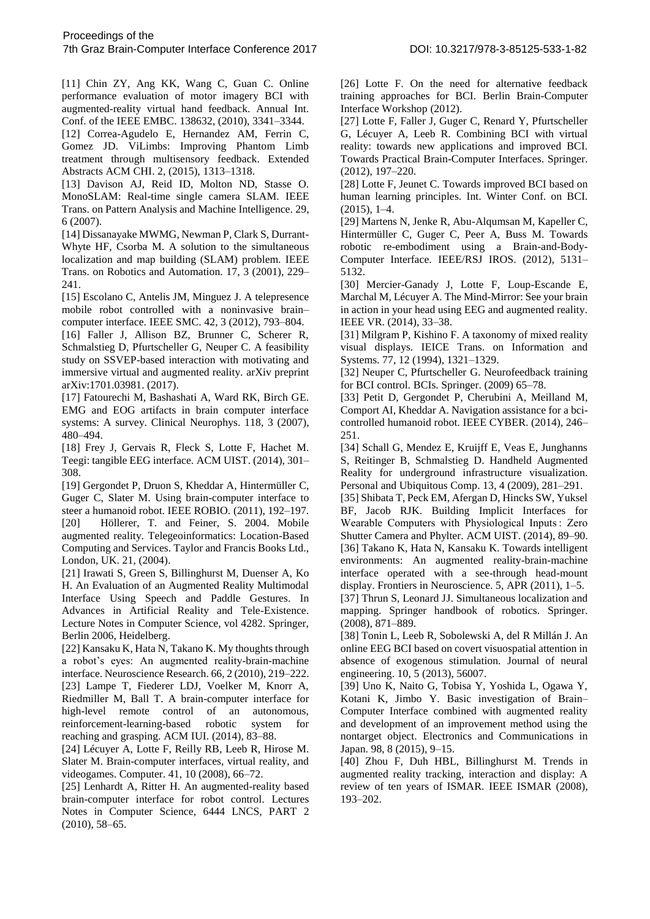[11] Chin ZY, Ang KK, Wang C, Guan C. Online performance evaluation of motor imagery BCI with augmented-reality virtual hand feedback. Annual Int. Conf. of the IEEE EMBC. 138632, (2010), 3341–3344.

[12] Correa-Agudelo E, Hernandez AM, Ferrin C, Gomez JD. ViLimbs: Improving Phantom Limb treatment through multisensory feedback. Extended Abstracts ACM CHI. 2, (2015), 1313–1318.

[13] Davison AJ, Reid ID, Molton ND, Stasse O. MonoSLAM: Real-time single camera SLAM. IEEE Trans. on Pattern Analysis and Machine Intelligence. 29, 6 (2007).

[14] Dissanayake MWMG, Newman P, Clark S, Durrant-Whyte HF, Csorba M. A solution to the simultaneous localization and map building (SLAM) problem. IEEE Trans. on Robotics and Automation. 17, 3 (2001), 229–241.

[15] Escolano C, Antelis JM, Minguez J. A telepresence mobile robot controlled with a noninvasive brain–computer interface. IEEE SMC. 42, 3 (2012), 793–804.

[16] Faller J, Allison BZ, Brunner C, Scherer R, Schmalstieg D, Pfurtscheller G, Neuper C. A feasibility study on SSVEP-based interaction with motivating and immersive virtual and augmented reality. arXiv preprint arXiv:1701.03981. (2017).

[17] Fatourechi M, Bashashati A, Ward RK, Birch GE. EMG and EOG artifacts in brain computer interface systems: A survey. Clinical Neurophys. 118, 3 (2007), 480–494.

[18] Frey J, Gervais R, Fleck S, Lotte F, Hachet M. Teegi: tangible EEG interface. ACM UIST. (2014), 301–308.

[19] Gergondet P, Druon S, Kheddar A, Hintermüller C, Guger C, Slater M. Using brain-computer interface to steer a humanoid robot. IEEE ROBIO. (2011), 192–197.

[20] Höllerer, T. and Feiner, S. 2004. Mobile augmented reality. Telegeoinformatics: Location-Based Computing and Services. Taylor and Francis Books Ltd., London, UK. 21, (2004).

[21] Irawati S, Green S, Billinghurst M, Duenser A, Ko H. An Evaluation of an Augmented Reality Multimodal Interface Using Speech and Paddle Gestures. In Advances in Artificial Reality and Tele-Existence. Lecture Notes in Computer Science, vol 4282. Springer, Berlin 2006, Heidelberg.

[22] Kansaku K, Hata N, Takano K. My thoughts through a robot's eyes: An augmented reality-brain-machine interface. Neuroscience Research. 66, 2 (2010), 219–222.

[23] Lampe T, Fiederer LDJ, Voelker M, Knorr A, Riedmiller M, Ball T. A brain-computer interface for high-level remote control of an autonomous, reinforcement-learning-based robotic system for reaching and grasping. ACM IUI. (2014), 83–88.

[24] Lécuyer A, Lotte F, Reilly RB, Leeb R, Hirose M. Slater M. Brain-computer interfaces, virtual reality, and videogames. Computer. 41, 10 (2008), 66–72.

[25] Lenhardt A, Ritter H. An augmented-reality based brain-computer interface for robot control. Lectures Notes in Computer Science, 6444 LNCS, PART 2 (2010), 58–65.

[26] Lotte F. On the need for alternative feedback training approaches for BCI. Berlin Brain-Computer Interface Workshop (2012).

[27] Lotte F, Faller J, Guger C, Renard Y, Pfurtscheller G, Lécuyer A, Leeb R. Combining BCI with virtual reality: towards new applications and improved BCI. Towards Practical Brain-Computer Interfaces. Springer. (2012), 197–220.

[28] Lotte F, Jeunet C. Towards improved BCI based on human learning principles. Int. Winter Conf. on BCI. (2015), 1–4.

[29] Martens N, Jenke R, Abu-Alqumsan M, Kapeller C, Hintermüller C, Guger C, Peer A, Buss M. Towards robotic re-embodiment using a Brain-and-Body-Computer Interface. IEEE/RSJ IROS. (2012), 5131–5132.

[30] Mercier-Ganady J, Lotte F, Loup-Escande E, Marchal M, Lécuyer A. The Mind-Mirror: See your brain in action in your head using EEG and augmented reality. IEEE VR. (2014), 33–38.

[31] Milgram P, Kishino F. A taxonomy of mixed reality visual displays. IEICE Trans. on Information and Systems. 77, 12 (1994), 1321–1329.

[32] Neuper C, Pfurtscheller G. Neurofeedback training for BCI control. BCIs. Springer. (2009) 65–78.

[33] Petit D, Gergondet P, Cherubini A, Meilland M, Comport AI, Kheddar A. Navigation assistance for a bci-controlled humanoid robot. IEEE CYBER. (2014), 246–251.

[34] Schall G, Mendez E, Kruijff E, Veas E, Junghanns S, Reitinger B, Schmalstieg D. Handheld Augmented Reality for underground infrastructure visualization. Personal and Ubiquitous Comp. 13, 4 (2009), 281–291.

[35] Shibata T, Peck EM, Afergan D, Hincks SW, Yuksel BF, Jacob RJK. Building Implicit Interfaces for Wearable Computers with Physiological Inputs : Zero Shutter Camera and Phylter. ACM UIST. (2014), 89–90.

[36] Takano K, Hata N, Kansaku K. Towards intelligent environments: An augmented reality-brain-machine interface operated with a see-through head-mount display. Frontiers in Neuroscience. 5, APR (2011), 1–5.

[37] Thrun S, Leonard JJ. Simultaneous localization and mapping. Springer handbook of robotics. Springer. (2008), 871–889.

[38] Tonin L, Leeb R, Sobolewski A, del R Millán J. An online EEG BCI based on covert visuospatial attention in absence of exogenous stimulation. Journal of neural engineering. 10, 5 (2013), 56007.

[39] Uno K, Naito G, Tobisa Y, Yoshida L, Ogawa Y, Kotani K, Jimbo Y. Basic investigation of Brain–Computer Interface combined with augmented reality and development of an improvement method using the nontarget object. Electronics and Communications in Japan. 98, 8 (2015), 9–15.

[40] Zhou F, Duh HBL, Billinghurst M. Trends in augmented reality tracking, interaction and display: A review of ten years of ISMAR. IEEE ISMAR (2008), 193–202.